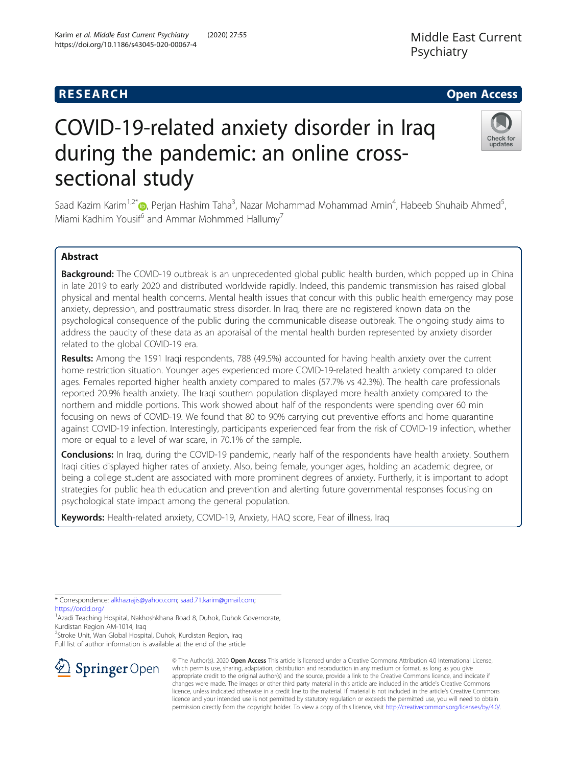Middle East Current Psychiatry

RESEARCH Open Access

# COVID-19-related anxiety disorder in Iraq during the pandemic: an online cross-sectional study

Saad Kazim Karim[1,2*], Perjan Hashim Taha[3], Nazar Mohammad Mohammad Amin[4], Habeeb Shuhaib Ahmed[5], Miami Kadhim Yousif[6] and Ammar Mohmmed Hallumy[7]

## Abstract

**Background:** The COVID-19 outbreak is an unprecedented global public health burden, which popped up in China in late 2019 to early 2020 and distributed worldwide rapidly. Indeed, this pandemic transmission has raised global physical and mental health concerns. Mental health issues that concur with this public health emergency may pose anxiety, depression, and posttraumatic stress disorder. In Iraq, there are no registered known data on the psychological consequence of the public during the communicable disease outbreak. The ongoing study aims to address the paucity of these data as an appraisal of the mental health burden represented by anxiety disorder related to the global COVID-19 era.

**Results:** Among the 1591 Iraqi respondents, 788 (49.5%) accounted for having health anxiety over the current home restriction situation. Younger ages experienced more COVID-19-related health anxiety compared to older ages. Females reported higher health anxiety compared to males (57.7% vs 42.3%). The health care professionals reported 20.9% health anxiety. The Iraqi southern population displayed more health anxiety compared to the northern and middle portions. This work showed about half of the respondents were spending over 60 min focusing on news of COVID-19. We found that 80 to 90% carrying out preventive efforts and home quarantine against COVID-19 infection. Interestingly, participants experienced fear from the risk of COVID-19 infection, whether more or equal to a level of war scare, in 70.1% of the sample.

**Conclusions:** In Iraq, during the COVID-19 pandemic, nearly half of the respondents have health anxiety. Southern Iraqi cities displayed higher rates of anxiety. Also, being female, younger ages, holding an academic degree, or being a college student are associated with more prominent degrees of anxiety. Furtherly, it is important to adopt strategies for public health education and prevention and alerting future governmental responses focusing on psychological state impact among the general population.

**Keywords:** Health-related anxiety, COVID-19, Anxiety, HAQ score, Fear of illness, Iraq

---

* Correspondence: alkhazrajis@yahoo.com; saad.71.karim@gmail.com; https://orcid.org/

[1]Azadi Teaching Hospital, Nakhoshkhana Road 8, Duhok, Duhok Governorate, Kurdistan Region AM-1014, Iraq

[2]Stroke Unit, Wan Global Hospital, Duhok, Kurdistan Region, Iraq

Full list of author information is available at the end of the article

© The Author(s). 2020 **Open Access** This article is licensed under a Creative Commons Attribution 4.0 International License, which permits use, sharing, adaptation, distribution and reproduction in any medium or format, as long as you give appropriate credit to the original author(s) and the source, provide a link to the Creative Commons licence, and indicate if changes were made. The images or other third party material in this article are included in the article's Creative Commons licence, unless indicated otherwise in a credit line to the material. If material is not included in the article's Creative Commons licence and your intended use is not permitted by statutory regulation or exceeds the permitted use, you will need to obtain permission directly from the copyright holder. To view a copy of this licence, visit http://creativecommons.org/licenses/by/4.0/.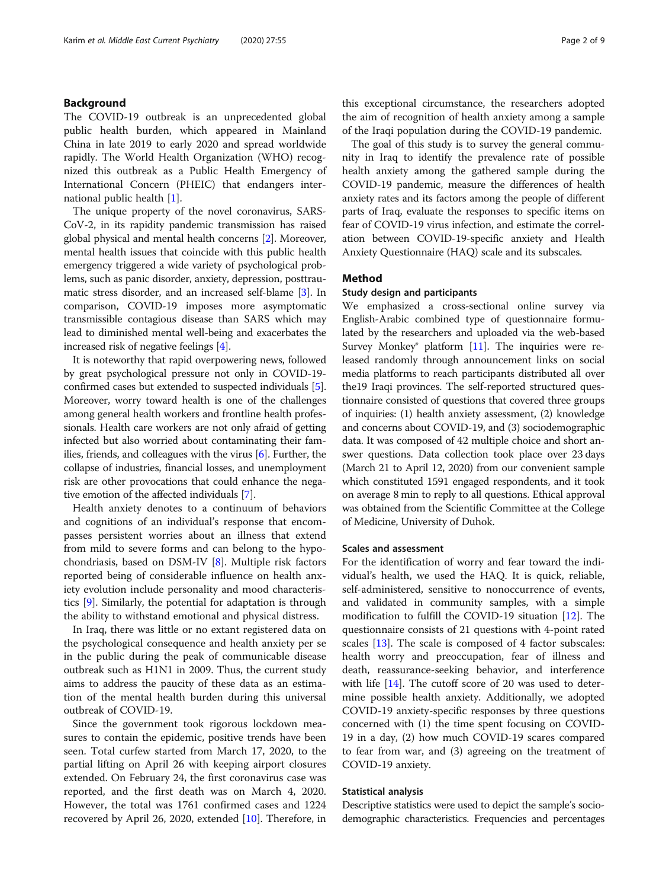## Background

The COVID-19 outbreak is an unprecedented global public health burden, which appeared in Mainland China in late 2019 to early 2020 and spread worldwide rapidly. The World Health Organization (WHO) recognized this outbreak as a Public Health Emergency of International Concern (PHEIC) that endangers international public health [1].

The unique property of the novel coronavirus, SARS-CoV-2, in its rapidity pandemic transmission has raised global physical and mental health concerns [2]. Moreover, mental health issues that coincide with this public health emergency triggered a wide variety of psychological problems, such as panic disorder, anxiety, depression, posttraumatic stress disorder, and an increased self-blame [3]. In comparison, COVID-19 imposes more asymptomatic transmissible contagious disease than SARS which may lead to diminished mental well-being and exacerbates the increased risk of negative feelings [4].

It is noteworthy that rapid overpowering news, followed by great psychological pressure not only in COVID-19-confirmed cases but extended to suspected individuals [5]. Moreover, worry toward health is one of the challenges among general health workers and frontline health professionals. Health care workers are not only afraid of getting infected but also worried about contaminating their families, friends, and colleagues with the virus [6]. Further, the collapse of industries, financial losses, and unemployment risk are other provocations that could enhance the negative emotion of the affected individuals [7].

Health anxiety denotes to a continuum of behaviors and cognitions of an individual's response that encompasses persistent worries about an illness that extend from mild to severe forms and can belong to the hypochondriasis, based on DSM-IV [8]. Multiple risk factors reported being of considerable influence on health anxiety evolution include personality and mood characteristics [9]. Similarly, the potential for adaptation is through the ability to withstand emotional and physical distress.

In Iraq, there was little or no extant registered data on the psychological consequence and health anxiety per se in the public during the peak of communicable disease outbreak such as H1N1 in 2009. Thus, the current study aims to address the paucity of these data as an estimation of the mental health burden during this universal outbreak of COVID-19.

Since the government took rigorous lockdown measures to contain the epidemic, positive trends have been seen. Total curfew started from March 17, 2020, to the partial lifting on April 26 with keeping airport closures extended. On February 24, the first coronavirus case was reported, and the first death was on March 4, 2020. However, the total was 1761 confirmed cases and 1224 recovered by April 26, 2020, extended [10]. Therefore, in this exceptional circumstance, the researchers adopted the aim of recognition of health anxiety among a sample of the Iraqi population during the COVID-19 pandemic.

The goal of this study is to survey the general community in Iraq to identify the prevalence rate of possible health anxiety among the gathered sample during the COVID-19 pandemic, measure the differences of health anxiety rates and its factors among the people of different parts of Iraq, evaluate the responses to specific items on fear of COVID-19 virus infection, and estimate the correlation between COVID-19-specific anxiety and Health Anxiety Questionnaire (HAQ) scale and its subscales.

## Method

### Study design and participants

We emphasized a cross-sectional online survey via English-Arabic combined type of questionnaire formulated by the researchers and uploaded via the web-based Survey Monkey® platform [11]. The inquiries were released randomly through announcement links on social media platforms to reach participants distributed all over the19 Iraqi provinces. The self-reported structured questionnaire consisted of questions that covered three groups of inquiries: (1) health anxiety assessment, (2) knowledge and concerns about COVID-19, and (3) sociodemographic data. It was composed of 42 multiple choice and short answer questions. Data collection took place over 23 days (March 21 to April 12, 2020) from our convenient sample which constituted 1591 engaged respondents, and it took on average 8 min to reply to all questions. Ethical approval was obtained from the Scientific Committee at the College of Medicine, University of Duhok.

### Scales and assessment

For the identification of worry and fear toward the individual's health, we used the HAQ. It is quick, reliable, self-administered, sensitive to nonoccurrence of events, and validated in community samples, with a simple modification to fulfill the COVID-19 situation [12]. The questionnaire consists of 21 questions with 4-point rated scales [13]. The scale is composed of 4 factor subscales: health worry and preoccupation, fear of illness and death, reassurance-seeking behavior, and interference with life [14]. The cutoff score of 20 was used to determine possible health anxiety. Additionally, we adopted COVID-19 anxiety-specific responses by three questions concerned with (1) the time spent focusing on COVID-19 in a day, (2) how much COVID-19 scares compared to fear from war, and (3) agreeing on the treatment of COVID-19 anxiety.

### Statistical analysis

Descriptive statistics were used to depict the sample's sociodemographic characteristics. Frequencies and percentages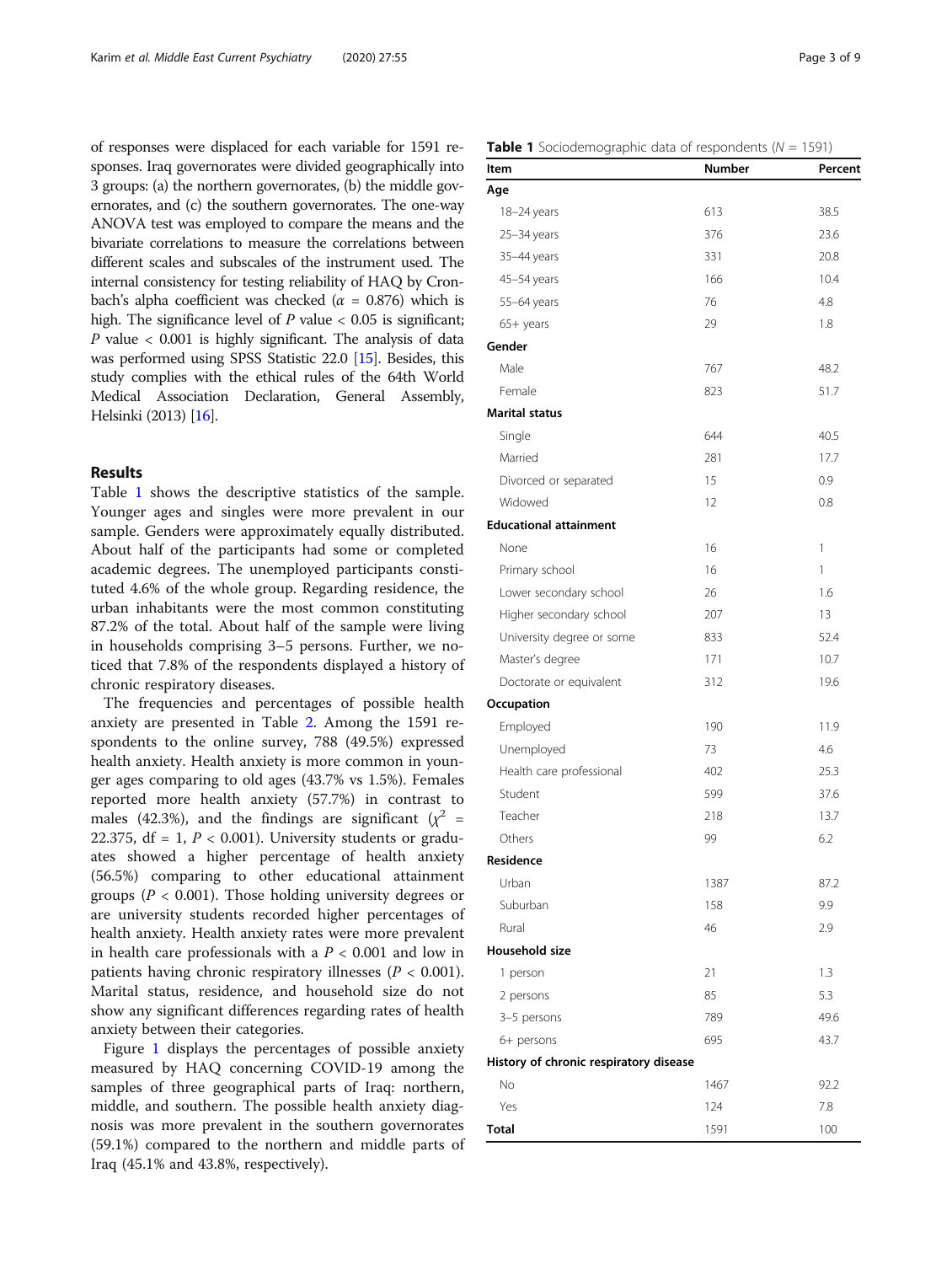of responses were displaced for each variable for 1591 responses. Iraq governorates were divided geographically into 3 groups: (a) the northern governorates, (b) the middle governorates, and (c) the southern governorates. The one-way ANOVA test was employed to compare the means and the bivariate correlations to measure the correlations between different scales and subscales of the instrument used. The internal consistency for testing reliability of HAQ by Cronbach's alpha coefficient was checked ($\alpha$ = 0.876) which is high. The significance level of $P$ value < 0.05 is significant; $P$ value < 0.001 is highly significant. The analysis of data was performed using SPSS Statistic 22.0 [15]. Besides, this study complies with the ethical rules of the 64th World Medical Association Declaration, General Assembly, Helsinki (2013) [16].

## Results

Table 1 shows the descriptive statistics of the sample. Younger ages and singles were more prevalent in our sample. Genders were approximately equally distributed. About half of the participants had some or completed academic degrees. The unemployed participants constituted 4.6% of the whole group. Regarding residence, the urban inhabitants were the most common constituting 87.2% of the total. About half of the sample were living in households comprising 3–5 persons. Further, we noticed that 7.8% of the respondents displayed a history of chronic respiratory diseases.

The frequencies and percentages of possible health anxiety are presented in Table 2. Among the 1591 respondents to the online survey, 788 (49.5%) expressed health anxiety. Health anxiety is more common in younger ages comparing to old ages (43.7% vs 1.5%). Females reported more health anxiety (57.7%) in contrast to males (42.3%), and the findings are significant ($\chi^2$ = 22.375, df = 1, $P$ < 0.001). University students or graduates showed a higher percentage of health anxiety (56.5%) comparing to other educational attainment groups ($P$ < 0.001). Those holding university degrees or are university students recorded higher percentages of health anxiety. Health anxiety rates were more prevalent in health care professionals with a $P$ < 0.001 and low in patients having chronic respiratory illnesses ($P$ < 0.001). Marital status, residence, and household size do not show any significant differences regarding rates of health anxiety between their categories.

Figure 1 displays the percentages of possible anxiety measured by HAQ concerning COVID-19 among the samples of three geographical parts of Iraq: northern, middle, and southern. The possible health anxiety diagnosis was more prevalent in the southern governorates (59.1%) compared to the northern and middle parts of Iraq (45.1% and 43.8%, respectively).

**Table 1** Sociodemographic data of respondents ($N$ = 1591)

| Item | Number | Percent |
|---|---|---|
| **Age** | | |
| 18–24 years | 613 | 38.5 |
| 25–34 years | 376 | 23.6 |
| 35–44 years | 331 | 20.8 |
| 45–54 years | 166 | 10.4 |
| 55–64 years | 76 | 4.8 |
| 65+ years | 29 | 1.8 |
| **Gender** | | |
| Male | 767 | 48.2 |
| Female | 823 | 51.7 |
| **Marital status** | | |
| Single | 644 | 40.5 |
| Married | 281 | 17.7 |
| Divorced or separated | 15 | 0.9 |
| Widowed | 12 | 0.8 |
| **Educational attainment** | | |
| None | 16 | 1 |
| Primary school | 16 | 1 |
| Lower secondary school | 26 | 1.6 |
| Higher secondary school | 207 | 13 |
| University degree or some | 833 | 52.4 |
| Master's degree | 171 | 10.7 |
| Doctorate or equivalent | 312 | 19.6 |
| **Occupation** | | |
| Employed | 190 | 11.9 |
| Unemployed | 73 | 4.6 |
| Health care professional | 402 | 25.3 |
| Student | 599 | 37.6 |
| Teacher | 218 | 13.7 |
| Others | 99 | 6.2 |
| **Residence** | | |
| Urban | 1387 | 87.2 |
| Suburban | 158 | 9.9 |
| Rural | 46 | 2.9 |
| **Household size** | | |
| 1 person | 21 | 1.3 |
| 2 persons | 85 | 5.3 |
| 3–5 persons | 789 | 49.6 |
| 6+ persons | 695 | 43.7 |
| **History of chronic respiratory disease** | | |
| No | 1467 | 92.2 |
| Yes | 124 | 7.8 |
| **Total** | 1591 | 100 |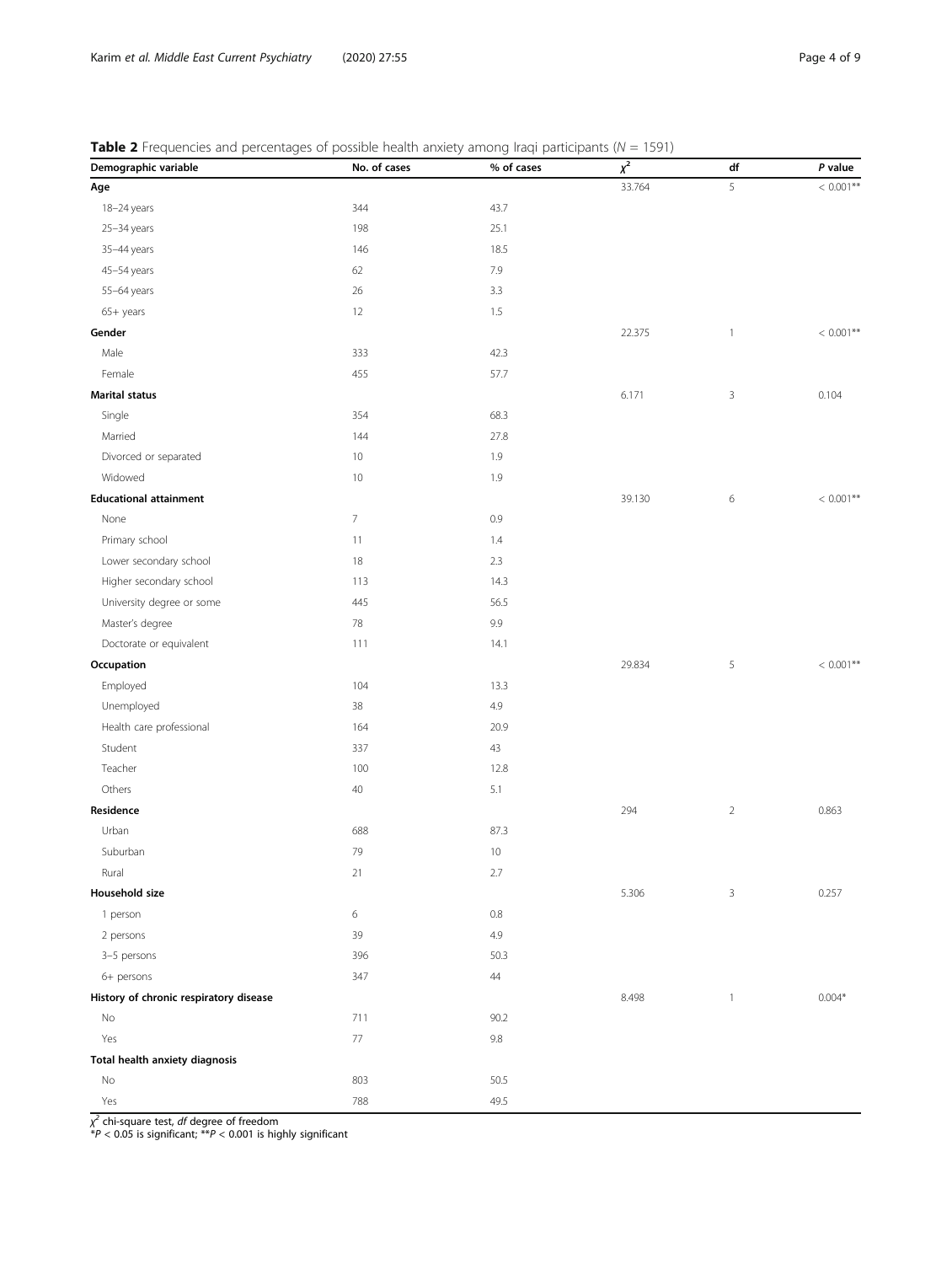**Table 2** Frequencies and percentages of possible health anxiety among Iraqi participants ($N$ = 1591)

| Demographic variable | No. of cases | % of cases | $\chi^2$ | df | *P* value |
|---|---|---|---|---|---|
| **Age** | | | 33.764 | 5 | < 0.001** |
| 18–24 years | 344 | 43.7 | | | |
| 25–34 years | 198 | 25.1 | | | |
| 35–44 years | 146 | 18.5 | | | |
| 45–54 years | 62 | 7.9 | | | |
| 55–64 years | 26 | 3.3 | | | |
| 65+ years | 12 | 1.5 | | | |
| **Gender** | | | 22.375 | 1 | < 0.001** |
| Male | 333 | 42.3 | | | |
| Female | 455 | 57.7 | | | |
| **Marital status** | | | 6.171 | 3 | 0.104 |
| Single | 354 | 68.3 | | | |
| Married | 144 | 27.8 | | | |
| Divorced or separated | 10 | 1.9 | | | |
| Widowed | 10 | 1.9 | | | |
| **Educational attainment** | | | 39.130 | 6 | < 0.001** |
| None | 7 | 0.9 | | | |
| Primary school | 11 | 1.4 | | | |
| Lower secondary school | 18 | 2.3 | | | |
| Higher secondary school | 113 | 14.3 | | | |
| University degree or some | 445 | 56.5 | | | |
| Master's degree | 78 | 9.9 | | | |
| Doctorate or equivalent | 111 | 14.1 | | | |
| **Occupation** | | | 29.834 | 5 | < 0.001** |
| Employed | 104 | 13.3 | | | |
| Unemployed | 38 | 4.9 | | | |
| Health care professional | 164 | 20.9 | | | |
| Student | 337 | 43 | | | |
| Teacher | 100 | 12.8 | | | |
| Others | 40 | 5.1 | | | |
| **Residence** | | | 294 | 2 | 0.863 |
| Urban | 688 | 87.3 | | | |
| Suburban | 79 | 10 | | | |
| Rural | 21 | 2.7 | | | |
| **Household size** | | | 5.306 | 3 | 0.257 |
| 1 person | 6 | 0.8 | | | |
| 2 persons | 39 | 4.9 | | | |
| 3–5 persons | 396 | 50.3 | | | |
| 6+ persons | 347 | 44 | | | |
| **History of chronic respiratory disease** | | | 8.498 | 1 | 0.004* |
| No | 711 | 90.2 | | | |
| Yes | 77 | 9.8 | | | |
| **Total health anxiety diagnosis** | | | | | |
| No | 803 | 50.5 | | | |
| Yes | 788 | 49.5 | | | |

$\chi^2$ chi-square test, *df* degree of freedom
*$P < 0.05$ is significant; **$P < 0.001$ is highly significant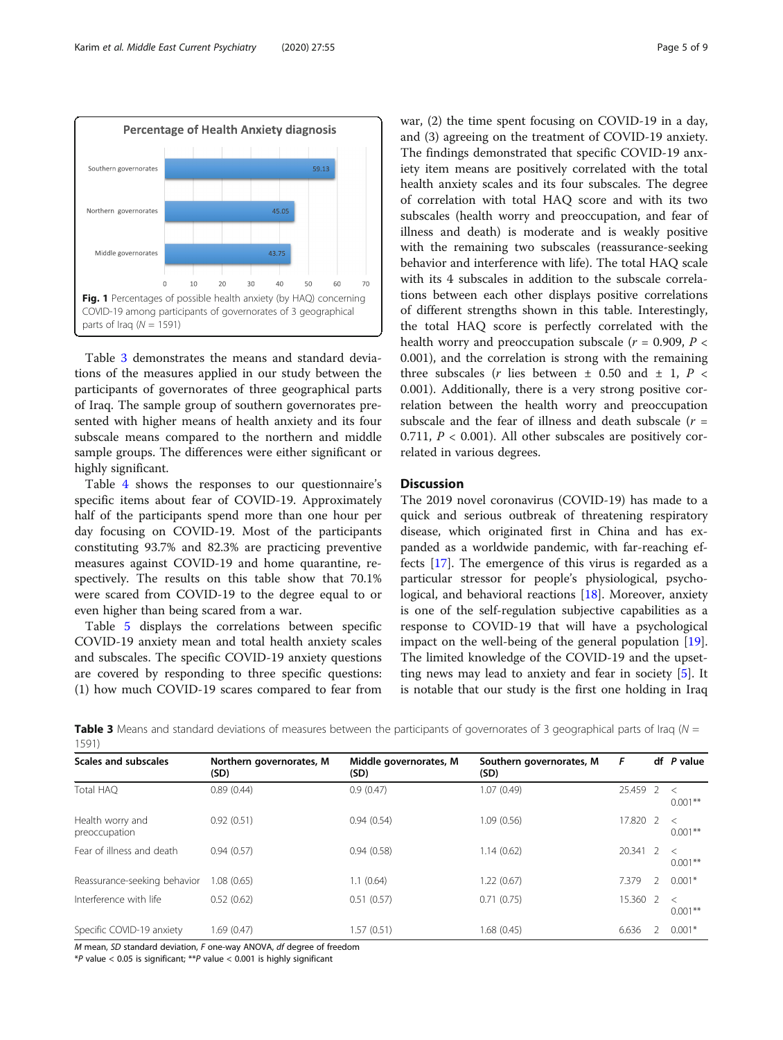Percentage of Health Anxiety diagnosis

| Region | Percentage |
| --- | --- |
| Southern governorates | 59.13 |
| Northern governorates | 45.05 |
| Middle governorates | 43.75 |

**Fig. 1** Percentages of possible health anxiety (by HAQ) concerning COVID-19 among participants of governorates of 3 geographical parts of Iraq ($N$ = 1591)

Table 3 demonstrates the means and standard deviations of the measures applied in our study between the participants of governorates of three geographical parts of Iraq. The sample group of southern governorates presented with higher means of health anxiety and its four subscale means compared to the northern and middle sample groups. The differences were either significant or highly significant.

Table 4 shows the responses to our questionnaire's specific items about fear of COVID-19. Approximately half of the participants spend more than one hour per day focusing on COVID-19. Most of the participants constituting 93.7% and 82.3% are practicing preventive measures against COVID-19 and home quarantine, respectively. The results on this table show that 70.1% were scared from COVID-19 to the degree equal to or even higher than being scared from a war.

Table 5 displays the correlations between specific COVID-19 anxiety mean and total health anxiety scales and subscales. The specific COVID-19 anxiety questions are covered by responding to three specific questions: (1) how much COVID-19 scares compared to fear from war, (2) the time spent focusing on COVID-19 in a day, and (3) agreeing on the treatment of COVID-19 anxiety. The findings demonstrated that specific COVID-19 anxiety item means are positively correlated with the total health anxiety scales and its four subscales. The degree of correlation with total HAQ score and with its two subscales (health worry and preoccupation, and fear of illness and death) is moderate and is weakly positive with the remaining two subscales (reassurance-seeking behavior and interference with life). The total HAQ scale with its 4 subscales in addition to the subscale correlations between each other displays positive correlations of different strengths shown in this table. Interestingly, the total HAQ score is perfectly correlated with the health worry and preoccupation subscale ($r$ = 0.909, $P$ < 0.001), and the correlation is strong with the remaining three subscales ($r$ lies between ± 0.50 and ± 1, $P$ < 0.001). Additionally, there is a very strong positive correlation between the health worry and preoccupation subscale and the fear of illness and death subscale ($r$ = 0.711, $P$ < 0.001). All other subscales are positively correlated in various degrees.

## Discussion

The 2019 novel coronavirus (COVID-19) has made to a quick and serious outbreak of threatening respiratory disease, which originated first in China and has expanded as a worldwide pandemic, with far-reaching effects [17]. The emergence of this virus is regarded as a particular stressor for people's physiological, psychological, and behavioral reactions [18]. Moreover, anxiety is one of the self-regulation subjective capabilities as a response to COVID-19 that will have a psychological impact on the well-being of the general population [19]. The limited knowledge of the COVID-19 and the upsetting news may lead to anxiety and fear in society [5]. It is notable that our study is the first one holding in Iraq

**Table 3** Means and standard deviations of measures between the participants of governorates of 3 geographical parts of Iraq ($N$ = 1591)

| Scales and subscales | Northern governorates, M (SD) | Middle governorates, M (SD) | Southern governorates, M (SD) | $F$ | df | $P$ value |
| --- | --- | --- | --- | --- | --- | --- |
| Total HAQ | 0.89 (0.44) | 0.9 (0.47) | 1.07 (0.49) | 25.459 | 2 | < 0.001** |
| Health worry and preoccupation | 0.92 (0.51) | 0.94 (0.54) | 1.09 (0.56) | 17.820 | 2 | < 0.001** |
| Fear of illness and death | 0.94 (0.57) | 0.94 (0.58) | 1.14 (0.62) | 20.341 | 2 | < 0.001** |
| Reassurance-seeking behavior | 1.08 (0.65) | 1.1 (0.64) | 1.22 (0.67) | 7.379 | 2 | 0.001* |
| Interference with life | 0.52 (0.62) | 0.51 (0.57) | 0.71 (0.75) | 15.360 | 2 | < 0.001** |
| Specific COVID-19 anxiety | 1.69 (0.47) | 1.57 (0.51) | 1.68 (0.45) | 6.636 | 2 | 0.001* |

*M* mean, *SD* standard deviation, *F* one-way ANOVA, *df* degree of freedom
*$P$ value < 0.05 is significant; **$P$ value < 0.001 is highly significant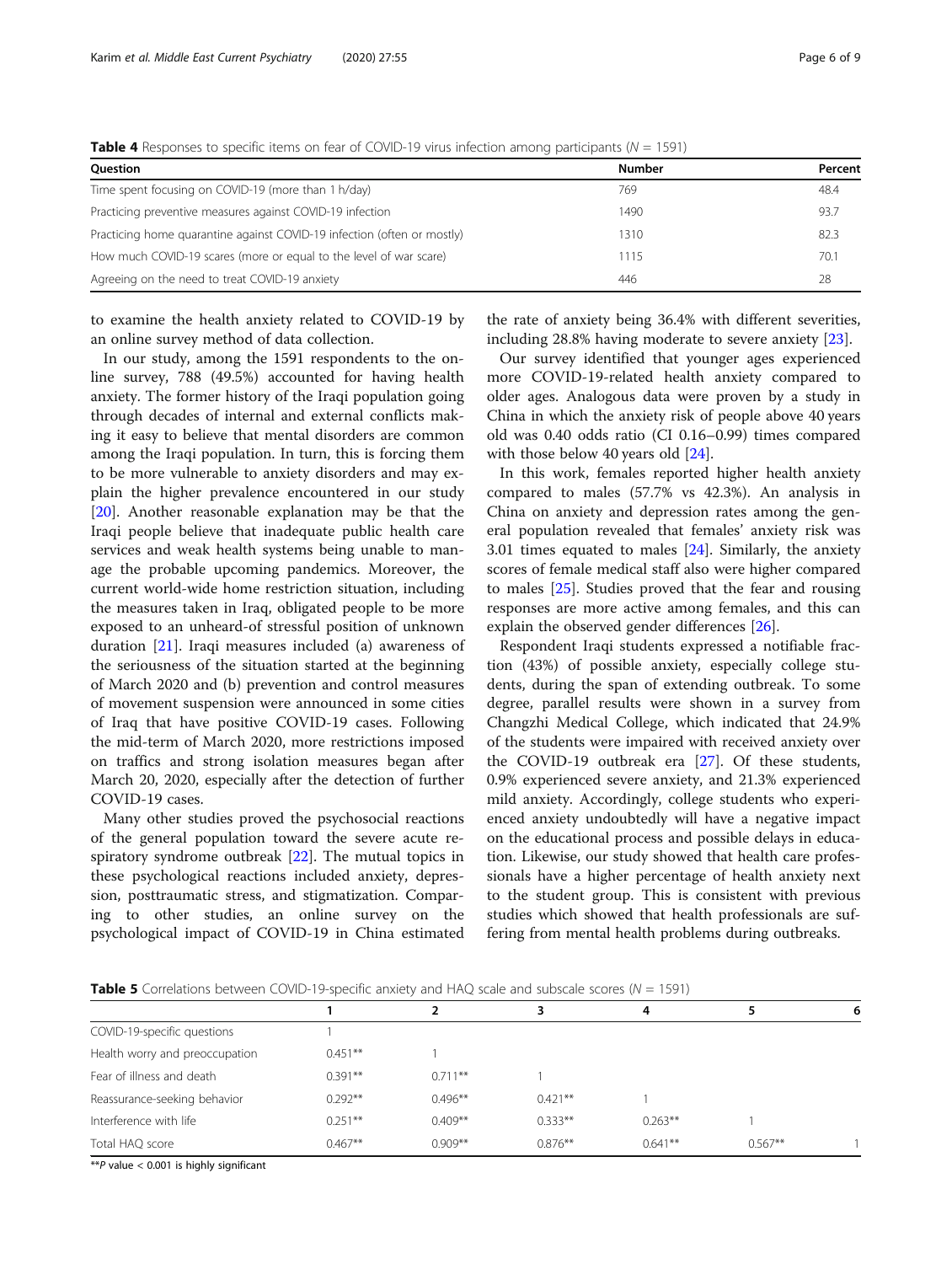**Table 4** Responses to specific items on fear of COVID-19 virus infection among participants ($N$ = 1591)

| Question | Number | Percent |
|---|---|---|
| Time spent focusing on COVID-19 (more than 1 h/day) | 769 | 48.4 |
| Practicing preventive measures against COVID-19 infection | 1490 | 93.7 |
| Practicing home quarantine against COVID-19 infection (often or mostly) | 1310 | 82.3 |
| How much COVID-19 scares (more or equal to the level of war scare) | 1115 | 70.1 |
| Agreeing on the need to treat COVID-19 anxiety | 446 | 28 |

to examine the health anxiety related to COVID-19 by an online survey method of data collection.

In our study, among the 1591 respondents to the online survey, 788 (49.5%) accounted for having health anxiety. The former history of the Iraqi population going through decades of internal and external conflicts making it easy to believe that mental disorders are common among the Iraqi population. In turn, this is forcing them to be more vulnerable to anxiety disorders and may explain the higher prevalence encountered in our study [20]. Another reasonable explanation may be that the Iraqi people believe that inadequate public health care services and weak health systems being unable to manage the probable upcoming pandemics. Moreover, the current world-wide home restriction situation, including the measures taken in Iraq, obligated people to be more exposed to an unheard-of stressful position of unknown duration [21]. Iraqi measures included (a) awareness of the seriousness of the situation started at the beginning of March 2020 and (b) prevention and control measures of movement suspension were announced in some cities of Iraq that have positive COVID-19 cases. Following the mid-term of March 2020, more restrictions imposed on traffics and strong isolation measures began after March 20, 2020, especially after the detection of further COVID-19 cases.

Many other studies proved the psychosocial reactions of the general population toward the severe acute respiratory syndrome outbreak [22]. The mutual topics in these psychological reactions included anxiety, depression, posttraumatic stress, and stigmatization. Comparing to other studies, an online survey on the psychological impact of COVID-19 in China estimated the rate of anxiety being 36.4% with different severities, including 28.8% having moderate to severe anxiety [23].

Our survey identified that younger ages experienced more COVID-19-related health anxiety compared to older ages. Analogous data were proven by a study in China in which the anxiety risk of people above 40 years old was 0.40 odds ratio (CI 0.16–0.99) times compared with those below 40 years old [24].

In this work, females reported higher health anxiety compared to males (57.7% vs 42.3%). An analysis in China on anxiety and depression rates among the general population revealed that females' anxiety risk was 3.01 times equated to males [24]. Similarly, the anxiety scores of female medical staff also were higher compared to males [25]. Studies proved that the fear and rousing responses are more active among females, and this can explain the observed gender differences [26].

Respondent Iraqi students expressed a notifiable fraction (43%) of possible anxiety, especially college students, during the span of extending outbreak. To some degree, parallel results were shown in a survey from Changzhi Medical College, which indicated that 24.9% of the students were impaired with received anxiety over the COVID-19 outbreak era [27]. Of these students, 0.9% experienced severe anxiety, and 21.3% experienced mild anxiety. Accordingly, college students who experienced anxiety undoubtedly will have a negative impact on the educational process and possible delays in education. Likewise, our study showed that health care professionals have a higher percentage of health anxiety next to the student group. This is consistent with previous studies which showed that health professionals are suffering from mental health problems during outbreaks.

**Table 5** Correlations between COVID-19-specific anxiety and HAQ scale and subscale scores ($N$ = 1591)

| | 1 | 2 | 3 | 4 | 5 | 6 |
|---|---|---|---|---|---|---|
| COVID-19-specific questions | 1 | | | | | |
| Health worry and preoccupation | 0.451** | 1 | | | | |
| Fear of illness and death | 0.391** | 0.711** | 1 | | | |
| Reassurance-seeking behavior | 0.292** | 0.496** | 0.421** | 1 | | |
| Interference with life | 0.251** | 0.409** | 0.333** | 0.263** | 1 | |
| Total HAQ score | 0.467** | 0.909** | 0.876** | 0.641** | 0.567** | 1 |

**$P$ value < 0.001 is highly significant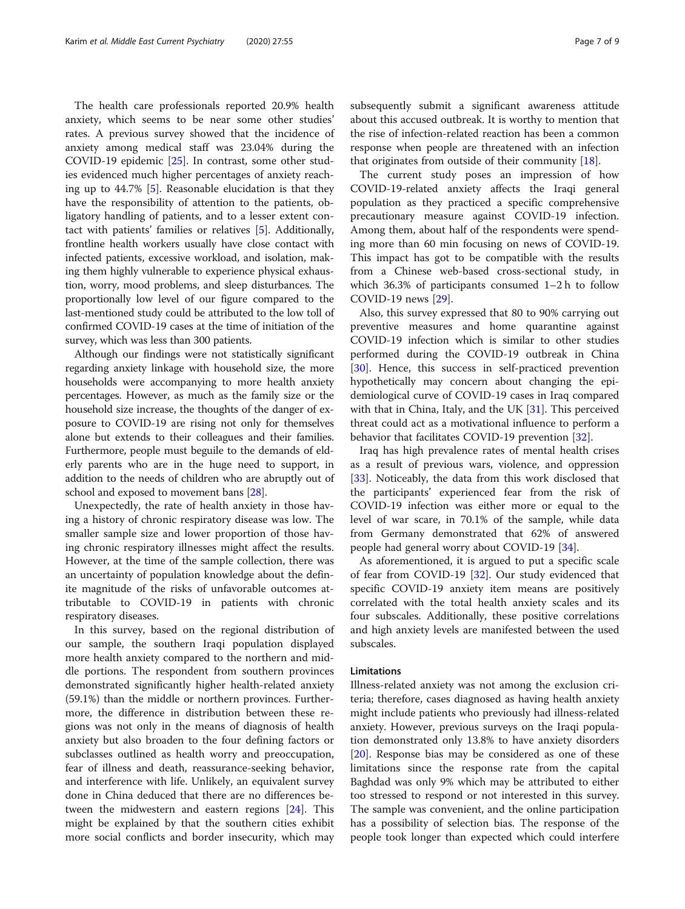The health care professionals reported 20.9% health anxiety, which seems to be near some other studies' rates. A previous survey showed that the incidence of anxiety among medical staff was 23.04% during the COVID-19 epidemic [25]. In contrast, some other studies evidenced much higher percentages of anxiety reaching up to 44.7% [5]. Reasonable elucidation is that they have the responsibility of attention to the patients, obligatory handling of patients, and to a lesser extent contact with patients' families or relatives [5]. Additionally, frontline health workers usually have close contact with infected patients, excessive workload, and isolation, making them highly vulnerable to experience physical exhaustion, worry, mood problems, and sleep disturbances. The proportionally low level of our figure compared to the last-mentioned study could be attributed to the low toll of confirmed COVID-19 cases at the time of initiation of the survey, which was less than 300 patients.

Although our findings were not statistically significant regarding anxiety linkage with household size, the more households were accompanying to more health anxiety percentages. However, as much as the family size or the household size increase, the thoughts of the danger of exposure to COVID-19 are rising not only for themselves alone but extends to their colleagues and their families. Furthermore, people must beguile to the demands of elderly parents who are in the huge need to support, in addition to the needs of children who are abruptly out of school and exposed to movement bans [28].

Unexpectedly, the rate of health anxiety in those having a history of chronic respiratory disease was low. The smaller sample size and lower proportion of those having chronic respiratory illnesses might affect the results. However, at the time of the sample collection, there was an uncertainty of population knowledge about the definite magnitude of the risks of unfavorable outcomes attributable to COVID-19 in patients with chronic respiratory diseases.

In this survey, based on the regional distribution of our sample, the southern Iraqi population displayed more health anxiety compared to the northern and middle portions. The respondent from southern provinces demonstrated significantly higher health-related anxiety (59.1%) than the middle or northern provinces. Furthermore, the difference in distribution between these regions was not only in the means of diagnosis of health anxiety but also broaden to the four defining factors or subclasses outlined as health worry and preoccupation, fear of illness and death, reassurance-seeking behavior, and interference with life. Unlikely, an equivalent survey done in China deduced that there are no differences between the midwestern and eastern regions [24]. This might be explained by that the southern cities exhibit more social conflicts and border insecurity, which may subsequently submit a significant awareness attitude about this accused outbreak. It is worthy to mention that the rise of infection-related reaction has been a common response when people are threatened with an infection that originates from outside of their community [18].

The current study poses an impression of how COVID-19-related anxiety affects the Iraqi general population as they practiced a specific comprehensive precautionary measure against COVID-19 infection. Among them, about half of the respondents were spending more than 60 min focusing on news of COVID-19. This impact has got to be compatible with the results from a Chinese web-based cross-sectional study, in which 36.3% of participants consumed 1–2 h to follow COVID-19 news [29].

Also, this survey expressed that 80 to 90% carrying out preventive measures and home quarantine against COVID-19 infection which is similar to other studies performed during the COVID-19 outbreak in China [30]. Hence, this success in self-practiced prevention hypothetically may concern about changing the epidemiological curve of COVID-19 cases in Iraq compared with that in China, Italy, and the UK [31]. This perceived threat could act as a motivational influence to perform a behavior that facilitates COVID-19 prevention [32].

Iraq has high prevalence rates of mental health crises as a result of previous wars, violence, and oppression [33]. Noticeably, the data from this work disclosed that the participants' experienced fear from the risk of COVID-19 infection was either more or equal to the level of war scare, in 70.1% of the sample, while data from Germany demonstrated that 62% of answered people had general worry about COVID-19 [34].

As aforementioned, it is argued to put a specific scale of fear from COVID-19 [32]. Our study evidenced that specific COVID-19 anxiety item means are positively correlated with the total health anxiety scales and its four subscales. Additionally, these positive correlations and high anxiety levels are manifested between the used subscales.

### Limitations

Illness-related anxiety was not among the exclusion criteria; therefore, cases diagnosed as having health anxiety might include patients who previously had illness-related anxiety. However, previous surveys on the Iraqi population demonstrated only 13.8% to have anxiety disorders [20]. Response bias may be considered as one of these limitations since the response rate from the capital Baghdad was only 9% which may be attributed to either too stressed to respond or not interested in this survey. The sample was convenient, and the online participation has a possibility of selection bias. The response of the people took longer than expected which could interfere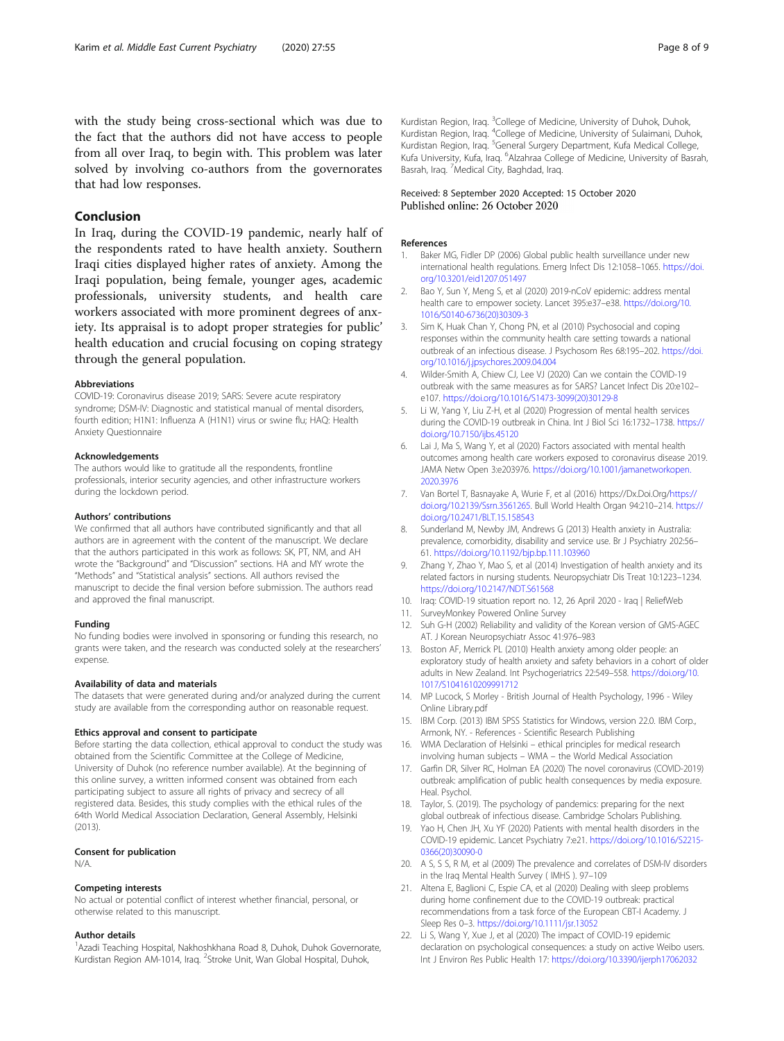with the study being cross-sectional which was due to the fact that the authors did not have access to people from all over Iraq, to begin with. This problem was later solved by involving co-authors from the governorates that had low responses.

## Conclusion

In Iraq, during the COVID-19 pandemic, nearly half of the respondents rated to have health anxiety. Southern Iraqi cities displayed higher rates of anxiety. Among the Iraqi population, being female, younger ages, academic professionals, university students, and health care workers associated with more prominent degrees of anxiety. Its appraisal is to adopt proper strategies for public' health education and crucial focusing on coping strategy through the general population.

#### Abbreviations

COVID-19: Coronavirus disease 2019; SARS: Severe acute respiratory syndrome; DSM-IV: Diagnostic and statistical manual of mental disorders, fourth edition; H1N1: Influenza A (H1N1) virus or swine flu; HAQ: Health Anxiety Questionnaire

#### Acknowledgements

The authors would like to gratitude all the respondents, frontline professionals, interior security agencies, and other infrastructure workers during the lockdown period.

#### Authors' contributions

We confirmed that all authors have contributed significantly and that all authors are in agreement with the content of the manuscript. We declare that the authors participated in this work as follows: SK, PT, NM, and AH wrote the "Background" and "Discussion" sections. HA and MY wrote the "Methods" and "Statistical analysis" sections. All authors revised the manuscript to decide the final version before submission. The authors read and approved the final manuscript.

#### Funding

No funding bodies were involved in sponsoring or funding this research, no grants were taken, and the research was conducted solely at the researchers' expense.

#### Availability of data and materials

The datasets that were generated during and/or analyzed during the current study are available from the corresponding author on reasonable request.

#### Ethics approval and consent to participate

Before starting the data collection, ethical approval to conduct the study was obtained from the Scientific Committee at the College of Medicine, University of Duhok (no reference number available). At the beginning of this online survey, a written informed consent was obtained from each participating subject to assure all rights of privacy and secrecy of all registered data. Besides, this study complies with the ethical rules of the 64th World Medical Association Declaration, General Assembly, Helsinki (2013).

#### Consent for publication

N/A.

#### Competing interests

No actual or potential conflict of interest whether financial, personal, or otherwise related to this manuscript.

#### Author details

[1]Azadi Teaching Hospital, Nakhoshkhana Road 8, Duhok, Duhok Governorate, Kurdistan Region AM-1014, Iraq. [2]Stroke Unit, Wan Global Hospital, Duhok, Kurdistan Region, Iraq. [3]College of Medicine, University of Duhok, Duhok, Kurdistan Region, Iraq. [4]College of Medicine, University of Sulaimani, Duhok, Kurdistan Region, Iraq. [5]General Surgery Department, Kufa Medical College, Kufa University, Kufa, Iraq. [6]Alzahraa College of Medicine, University of Basrah, Basrah, Iraq. [7]Medical City, Baghdad, Iraq.

Received: 8 September 2020 Accepted: 15 October 2020
Published online: 26 October 2020

#### References

1. Baker MG, Fidler DP (2006) Global public health surveillance under new international health regulations. Emerg Infect Dis 12:1058–1065. https://doi.org/10.3201/eid1207.051497
2. Bao Y, Sun Y, Meng S, et al (2020) 2019-nCoV epidemic: address mental health care to empower society. Lancet 395:e37–e38. https://doi.org/10.1016/S0140-6736(20)30309-3
3. Sim K, Huak Chan Y, Chong PN, et al (2010) Psychosocial and coping responses within the community health care setting towards a national outbreak of an infectious disease. J Psychosom Res 68:195–202. https://doi.org/10.1016/j.jpsychores.2009.04.004
4. Wilder-Smith A, Chiew CJ, Lee VJ (2020) Can we contain the COVID-19 outbreak with the same measures as for SARS? Lancet Infect Dis 20:e102–e107. https://doi.org/10.1016/S1473-3099(20)30129-8
5. Li W, Yang Y, Liu Z-H, et al (2020) Progression of mental health services during the COVID-19 outbreak in China. Int J Biol Sci 16:1732–1738. https://doi.org/10.7150/ijbs.45120
6. Lai J, Ma S, Wang Y, et al (2020) Factors associated with mental health outcomes among health care workers exposed to coronavirus disease 2019. JAMA Netw Open 3:e203976. https://doi.org/10.1001/jamanetworkopen.2020.3976
7. Van Bortel T, Basnayake A, Wurie F, et al (2016) https://Dx.Doi.Org/https://doi.org/10.2139/Ssrn.3561265. Bull World Health Organ 94:210–214. https://doi.org/10.2471/BLT.15.158543
8. Sunderland M, Newby JM, Andrews G (2013) Health anxiety in Australia: prevalence, comorbidity, disability and service use. Br J Psychiatry 202:56–61. https://doi.org/10.1192/bjp.bp.111.103960
9. Zhang Y, Zhao Y, Mao S, et al (2014) Investigation of health anxiety and its related factors in nursing students. Neuropsychiatr Dis Treat 10:1223–1234. https://doi.org/10.2147/NDT.S61568
10. Iraq: COVID-19 situation report no. 12, 26 April 2020 - Iraq | ReliefWeb
11. SurveyMonkey Powered Online Survey
12. Suh G-H (2002) Reliability and validity of the Korean version of GMS-AGECAT. J Korean Neuropsychiatr Assoc 41:976–983
13. Boston AF, Merrick PL (2010) Health anxiety among older people: an exploratory study of health anxiety and safety behaviors in a cohort of older adults in New Zealand. Int Psychogeriatrics 22:549–558. https://doi.org/10.1017/S1041610209991712
14. MP Lucock, S Morley - British Journal of Health Psychology, 1996 - Wiley Online Library.pdf
15. IBM Corp. (2013) IBM SPSS Statistics for Windows, version 22.0. IBM Corp., Armonk, NY. - References - Scientific Research Publishing
16. WMA Declaration of Helsinki – ethical principles for medical research involving human subjects – WMA – the World Medical Association
17. Garfin DR, Silver RC, Holman EA (2020) The novel coronavirus (COVID-2019) outbreak: amplification of public health consequences by media exposure. Heal. Psychol.
18. Taylor, S. (2019). The psychology of pandemics: preparing for the next global outbreak of infectious disease. Cambridge Scholars Publishing.
19. Yao H, Chen JH, Xu YF (2020) Patients with mental health disorders in the COVID-19 epidemic. Lancet Psychiatry 7:e21. https://doi.org/10.1016/S2215-0366(20)30090-0
20. A S, S S, R M, et al (2009) The prevalence and correlates of DSM-IV disorders in the Iraq Mental Health Survey ( IMHS ). 97–109
21. Altena E, Baglioni C, Espie CA, et al (2020) Dealing with sleep problems during home confinement due to the COVID-19 outbreak: practical recommendations from a task force of the European CBT-I Academy. J Sleep Res 0–3. https://doi.org/10.1111/jsr.13052
22. Li S, Wang Y, Xue J, et al (2020) The impact of COVID-19 epidemic declaration on psychological consequences: a study on active Weibo users. Int J Environ Res Public Health 17: https://doi.org/10.3390/ijerph17062032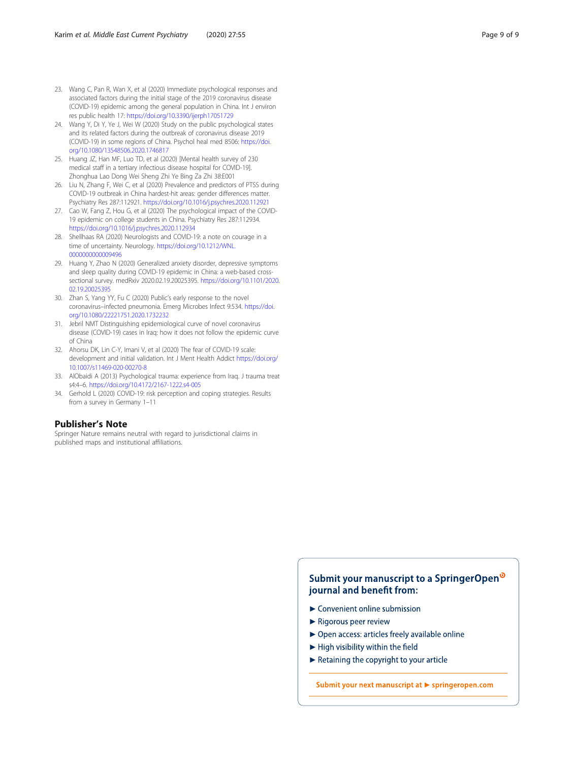23. Wang C, Pan R, Wan X, et al (2020) Immediate psychological responses and associated factors during the initial stage of the 2019 coronavirus disease (COVID-19) epidemic among the general population in China. Int J environ res public health 17: https://doi.org/10.3390/ijerph17051729
24. Wang Y, Di Y, Ye J, Wei W (2020) Study on the public psychological states and its related factors during the outbreak of coronavirus disease 2019 (COVID-19) in some regions of China. Psychol heal med 8506: https://doi.org/10.1080/13548506.2020.1746817
25. Huang JZ, Han MF, Luo TD, et al (2020) [Mental health survey of 230 medical staff in a tertiary infectious disease hospital for COVID-19]. Zhonghua Lao Dong Wei Sheng Zhi Ye Bing Za Zhi 38:E001
26. Liu N, Zhang F, Wei C, et al (2020) Prevalence and predictors of PTSS during COVID-19 outbreak in China hardest-hit areas: gender differences matter. Psychiatry Res 287:112921. https://doi.org/10.1016/j.psychres.2020.112921
27. Cao W, Fang Z, Hou G, et al (2020) The psychological impact of the COVID-19 epidemic on college students in China. Psychiatry Res 287:112934. https://doi.org/10.1016/j.psychres.2020.112934
28. Shellhaas RA (2020) Neurologists and COVID-19: a note on courage in a time of uncertainty. Neurology. https://doi.org/10.1212/WNL.0000000000009496
29. Huang Y, Zhao N (2020) Generalized anxiety disorder, depressive symptoms and sleep quality during COVID-19 epidemic in China: a web-based cross-sectional survey. medRxiv 2020.02.19.20025395. https://doi.org/10.1101/2020.02.19.20025395
30. Zhan S, Yang YY, Fu C (2020) Public's early response to the novel coronavirus–infected pneumonia. Emerg Microbes Infect 9:534. https://doi.org/10.1080/22221751.2020.1732232
31. Jebril NMT Distinguishing epidemiological curve of novel coronavirus disease (COVID-19) cases in Iraq: how it does not follow the epidemic curve of China
32. Ahorsu DK, Lin C-Y, Imani V, et al (2020) The fear of COVID-19 scale: development and initial validation. Int J Ment Health Addict https://doi.org/10.1007/s11469-020-00270-8
33. AlObaidi A (2013) Psychological trauma: experience from Iraq. J trauma treat s4:4–6. https://doi.org/10.4172/2167-1222.s4-005
34. Gerhold L (2020) COVID-19: risk perception and coping strategies. Results from a survey in Germany 1–11

## Publisher's Note

Springer Nature remains neutral with regard to jurisdictional claims in published maps and institutional affiliations.

**Submit your manuscript to a SpringerOpen journal and benefit from:**

- ► Convenient online submission
- ► Rigorous peer review
- ► Open access: articles freely available online
- ► High visibility within the field
- ► Retaining the copyright to your article

**Submit your next manuscript at ► springeropen.com**